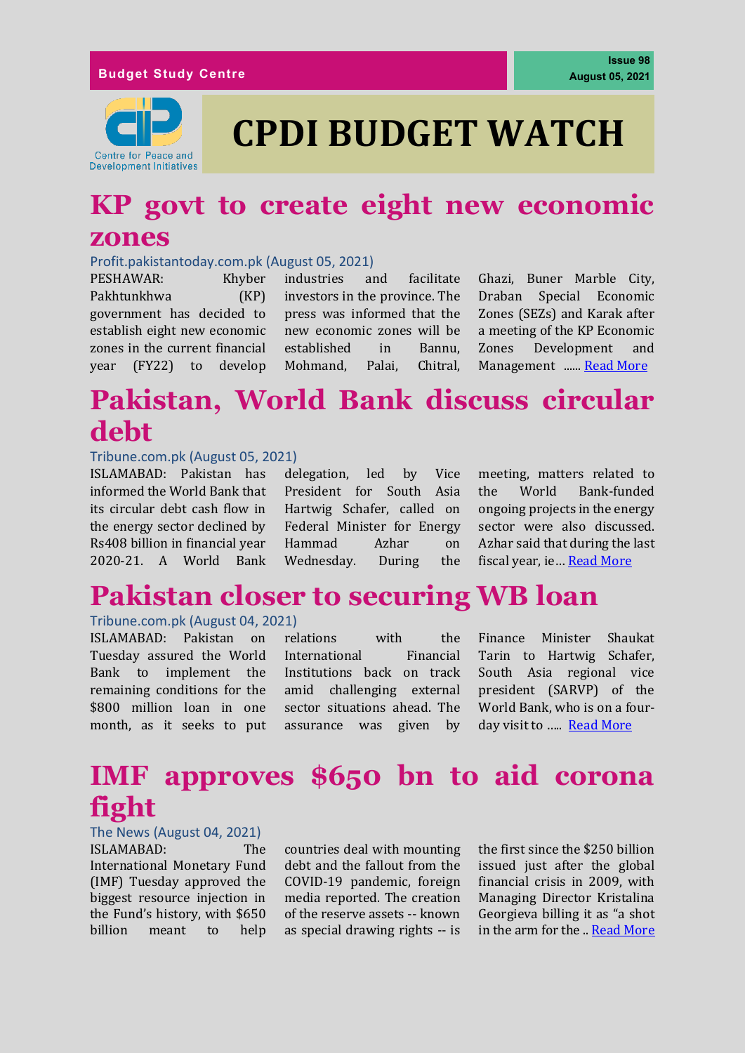Budget Study Centre

Issue 98
August 05, 2021

Centre for Peace and Development Initiatives

# CPDI BUDGET WATCH

## KP govt to create eight new economic zones

Profit.pakistantoday.com.pk (August 05, 2021)

PESHAWAR: Khyber Pakhtunkhwa (KP) government has decided to establish eight new economic zones in the current financial year (FY22) to develop industries and facilitate investors in the province. The press was informed that the new economic zones will be established in Bannu, Mohmand, Palai, Chitral, Ghazi, Buner Marble City, Draban Special Economic Zones (SEZs) and Karak after a meeting of the KP Economic Zones Development and Management ...... Read More

## Pakistan, World Bank discuss circular debt

Tribune.com.pk (August 05, 2021)

ISLAMABAD: Pakistan has informed the World Bank that its circular debt cash flow in the energy sector declined by Rs408 billion in financial year 2020-21. A World Bank delegation, led by Vice President for South Asia Hartwig Schafer, called on Federal Minister for Energy Hammad Azhar on Wednesday. During the meeting, matters related to the World Bank-funded ongoing projects in the energy sector were also discussed. Azhar said that during the last fiscal year, ie… Read More

## Pakistan closer to securing WB loan

Tribune.com.pk (August 04, 2021)

ISLAMABAD: Pakistan on Tuesday assured the World Bank to implement the remaining conditions for the $800 million loan in one month, as it seeks to put relations with the International Financial Institutions back on track amid challenging external sector situations ahead. The assurance was given by Finance Minister Shaukat Tarin to Hartwig Schafer, South Asia regional vice president (SARVP) of the World Bank, who is on a four-day visit to ….. Read More

## IMF approves $650 bn to aid corona fight

The News (August 04, 2021)

ISLAMABAD: The International Monetary Fund (IMF) Tuesday approved the biggest resource injection in the Fund's history, with $650 billion meant to help countries deal with mounting debt and the fallout from the COVID-19 pandemic, foreign media reported. The creation of the reserve assets -- known as special drawing rights -- is the first since the $250 billion issued just after the global financial crisis in 2009, with Managing Director Kristalina Georgieva billing it as "a shot in the arm for the .. Read More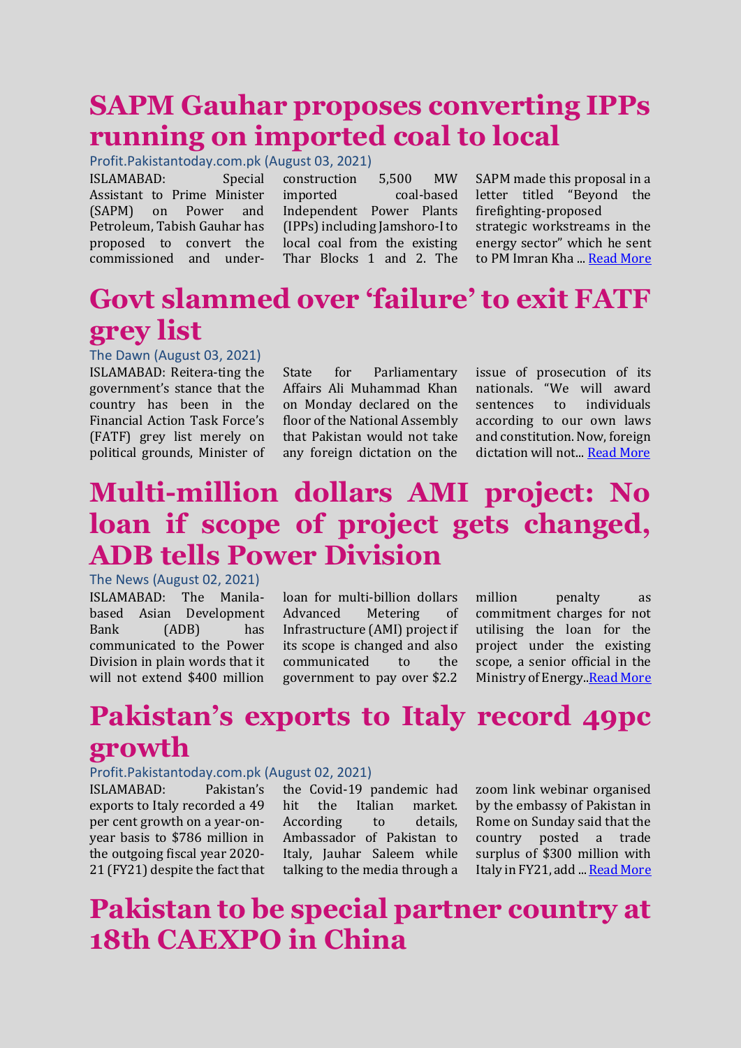# SAPM Gauhar proposes converting IPPs running on imported coal to local

Profit.Pakistantoday.com.pk (August 03, 2021)

ISLAMABAD: Special Assistant to Prime Minister (SAPM) on Power and Petroleum, Tabish Gauhar has proposed to convert the commissioned and under-construction 5,500 MW imported coal-based Independent Power Plants (IPPs) including Jamshoro-I to local coal from the existing Thar Blocks 1 and 2. The SAPM made this proposal in a letter titled "Beyond the firefighting-proposed strategic workstreams in the energy sector" which he sent to PM Imran Kha ... [Read More]

# Govt slammed over 'failure' to exit FATF grey list

The Dawn (August 03, 2021)

ISLAMABAD: Reitera-ting the government's stance that the country has been in the Financial Action Task Force's (FATF) grey list merely on political grounds, Minister of State for Parliamentary Affairs Ali Muhammad Khan on Monday declared on the floor of the National Assembly that Pakistan would not take any foreign dictation on the issue of prosecution of its nationals. "We will award sentences to individuals according to our own laws and constitution. Now, foreign dictation will not... [Read More]

# Multi-million dollars AMI project: No loan if scope of project gets changed, ADB tells Power Division

The News (August 02, 2021)

ISLAMABAD: The Manila-based Asian Development Bank (ADB) has communicated to the Power Division in plain words that it will not extend $400 million loan for multi-billion dollars Advanced Metering of Infrastructure (AMI) project if its scope is changed and also communicated to the government to pay over $2.2 million penalty as commitment charges for not utilising the loan for the project under the existing scope, a senior official in the Ministry of Energy..[Read More]

# Pakistan's exports to Italy record 49pc growth

Profit.Pakistantoday.com.pk (August 02, 2021)

ISLAMABAD: Pakistan's exports to Italy recorded a 49 per cent growth on a year-on-year basis to $786 million in the outgoing fiscal year 2020-21 (FY21) despite the fact that the Covid-19 pandemic had hit the Italian market. According to details, Ambassador of Pakistan to Italy, Jauhar Saleem while talking to the media through a zoom link webinar organised by the embassy of Pakistan in Rome on Sunday said that the country posted a trade surplus of $300 million with Italy in FY21, add ... [Read More]

# Pakistan to be special partner country at 18th CAEXPO in China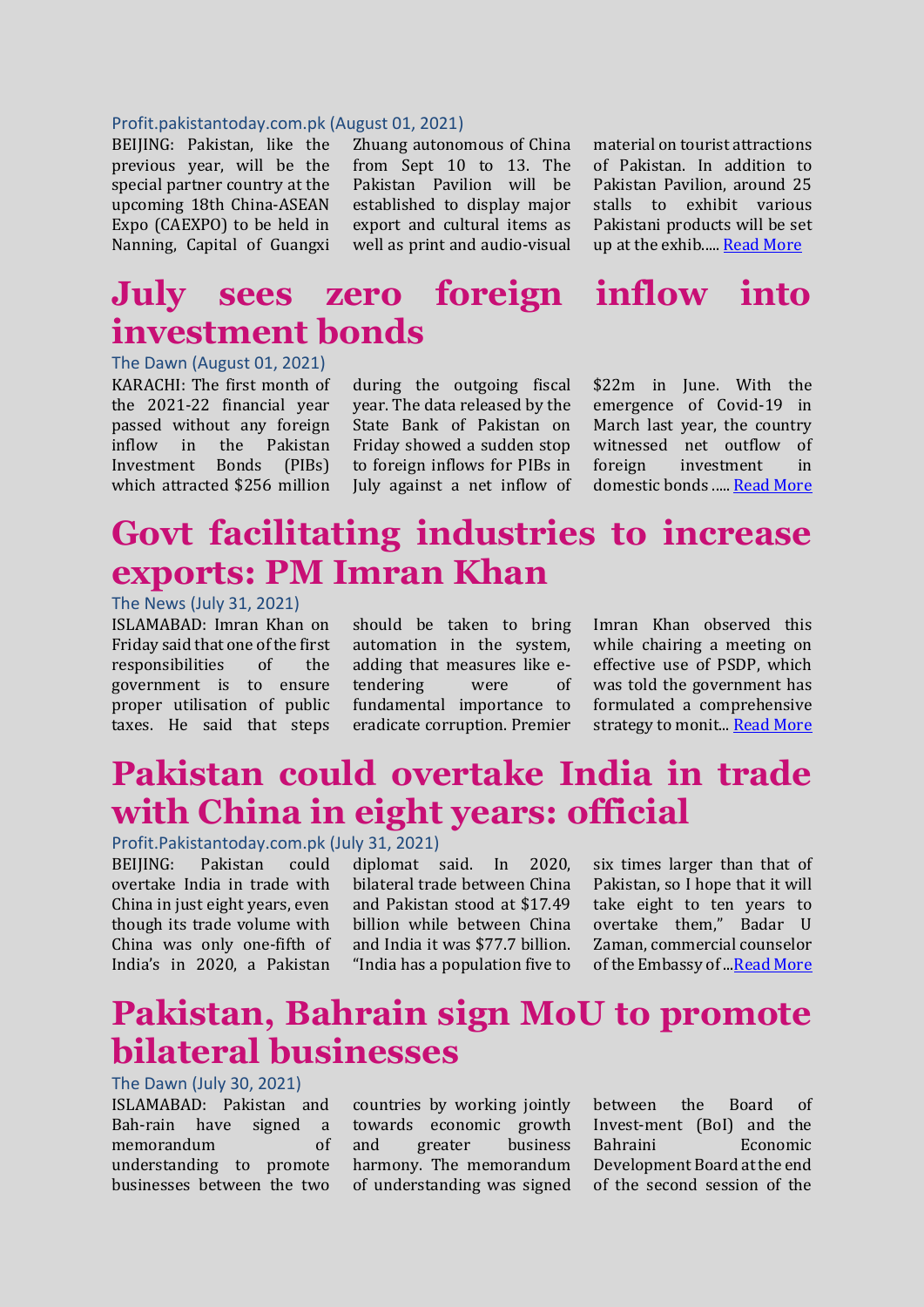Profit.pakistantoday.com.pk (August 01, 2021)

BEIJING: Pakistan, like the previous year, will be the special partner country at the upcoming 18th China-ASEAN Expo (CAEXPO) to be held in Nanning, Capital of Guangxi Zhuang autonomous of China from Sept 10 to 13. The Pakistan Pavilion will be established to display major export and cultural items as well as print and audio-visual material on tourist attractions of Pakistan. In addition to Pakistan Pavilion, around 25 stalls to exhibit various Pakistani products will be set up at the exhib..... Read More

# July sees zero foreign inflow into investment bonds

The Dawn (August 01, 2021)

KARACHI: The first month of the 2021-22 financial year passed without any foreign inflow in the Pakistan Investment Bonds (PIBs) which attracted $256 million during the outgoing fiscal year. The data released by the State Bank of Pakistan on Friday showed a sudden stop to foreign inflows for PIBs in July against a net inflow of $22m in June. With the emergence of Covid-19 in March last year, the country witnessed net outflow of foreign investment in domestic bonds ..... Read More

# Govt facilitating industries to increase exports: PM Imran Khan

The News (July 31, 2021)

ISLAMABAD: Imran Khan on Friday said that one of the first responsibilities of the government is to ensure proper utilisation of public taxes. He said that steps should be taken to bring automation in the system, adding that measures like e-tendering were of fundamental importance to eradicate corruption. Premier Imran Khan observed this while chairing a meeting on effective use of PSDP, which was told the government has formulated a comprehensive strategy to monit... Read More

# Pakistan could overtake India in trade with China in eight years: official

Profit.Pakistantoday.com.pk (July 31, 2021)

BEIJING: Pakistan could overtake India in trade with China in just eight years, even though its trade volume with China was only one-fifth of India's in 2020, a Pakistan diplomat said. In 2020, bilateral trade between China and Pakistan stood at $17.49 billion while between China and India it was $77.7 billion. "India has a population five to six times larger than that of Pakistan, so I hope that it will take eight to ten years to overtake them," Badar U Zaman, commercial counselor of the Embassy of ...Read More

# Pakistan, Bahrain sign MoU to promote bilateral businesses

The Dawn (July 30, 2021)

ISLAMABAD: Pakistan and Bah-rain have signed a memorandum of understanding to promote businesses between the two countries by working jointly towards economic growth and greater business harmony. The memorandum of understanding was signed between the Board of Invest-ment (BoI) and the Bahraini Economic Development Board at the end of the second session of the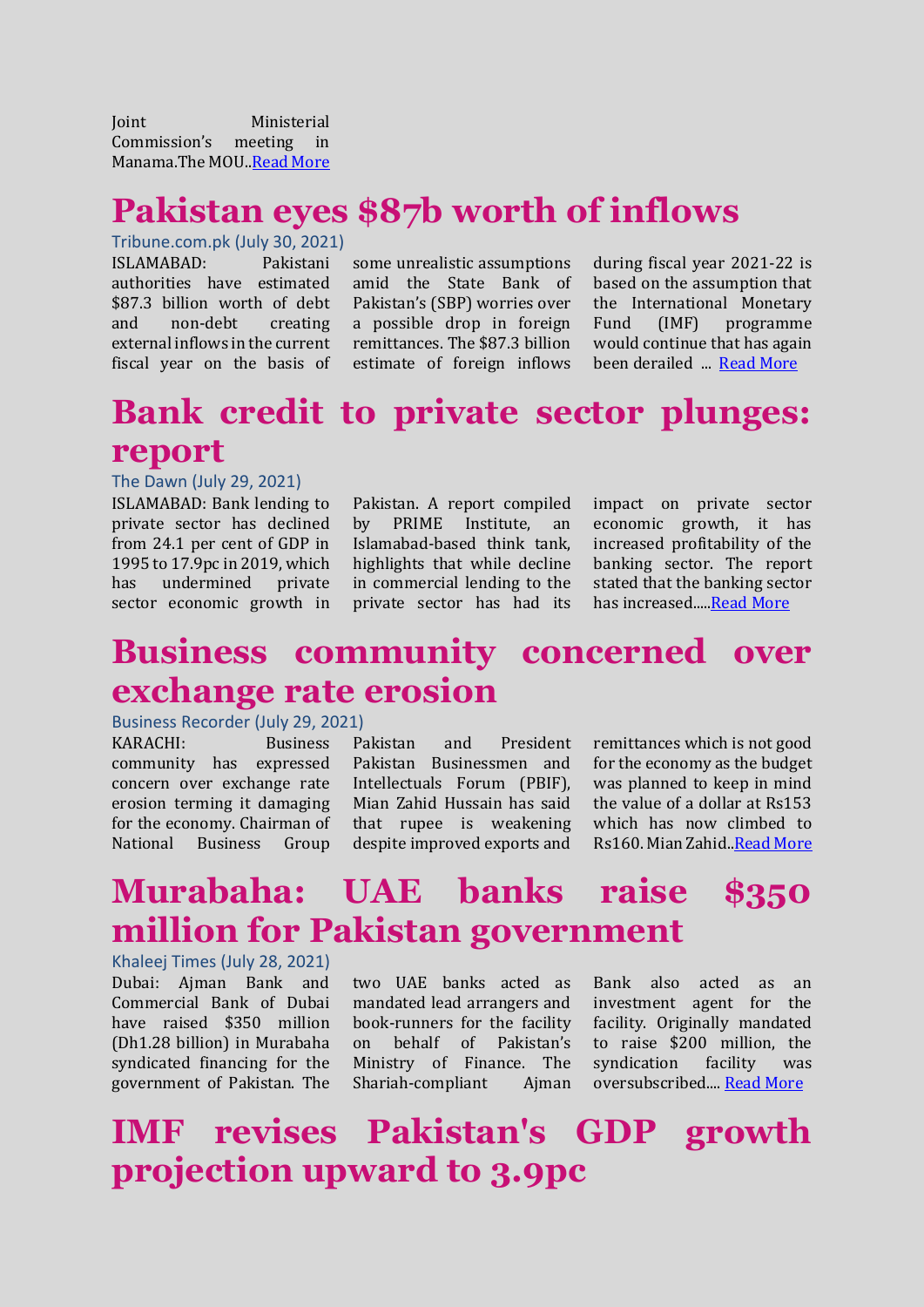Joint Ministerial Commission's meeting in Manama.The MOU..Read More

# Pakistan eyes $87b worth of inflows

Tribune.com.pk (July 30, 2021)

ISLAMABAD: Pakistani authorities have estimated $87.3 billion worth of debt and non-debt creating external inflows in the current fiscal year on the basis of some unrealistic assumptions amid the State Bank of Pakistan's (SBP) worries over a possible drop in foreign remittances. The $87.3 billion estimate of foreign inflows during fiscal year 2021-22 is based on the assumption that the International Monetary Fund (IMF) programme would continue that has again been derailed ... Read More

# Bank credit to private sector plunges: report

The Dawn (July 29, 2021)

ISLAMABAD: Bank lending to private sector has declined from 24.1 per cent of GDP in 1995 to 17.9pc in 2019, which has undermined private sector economic growth in Pakistan. A report compiled by PRIME Institute, an Islamabad-based think tank, highlights that while decline in commercial lending to the private sector has had its impact on private sector economic growth, it has increased profitability of the banking sector. The report stated that the banking sector has increased.....Read More

# Business community concerned over exchange rate erosion

Business Recorder (July 29, 2021)

KARACHI: Business community has expressed concern over exchange rate erosion terming it damaging for the economy. Chairman of National Business Group Pakistan and President Pakistan Businessmen and Intellectuals Forum (PBIF), Mian Zahid Hussain has said that rupee is weakening despite improved exports and remittances which is not good for the economy as the budget was planned to keep in mind the value of a dollar at Rs153 which has now climbed to Rs160. Mian Zahid..Read More

# Murabaha: UAE banks raise $350 million for Pakistan government

Khaleej Times (July 28, 2021)

Dubai: Ajman Bank and Commercial Bank of Dubai have raised $350 million (Dh1.28 billion) in Murabaha syndicated financing for the government of Pakistan. The two UAE banks acted as mandated lead arrangers and book-runners for the facility on behalf of Pakistan's Ministry of Finance. The Shariah-compliant Ajman Bank also acted as an investment agent for the facility. Originally mandated to raise $200 million, the syndication facility was oversubscribed.... Read More

# IMF revises Pakistan's GDP growth projection upward to 3.9pc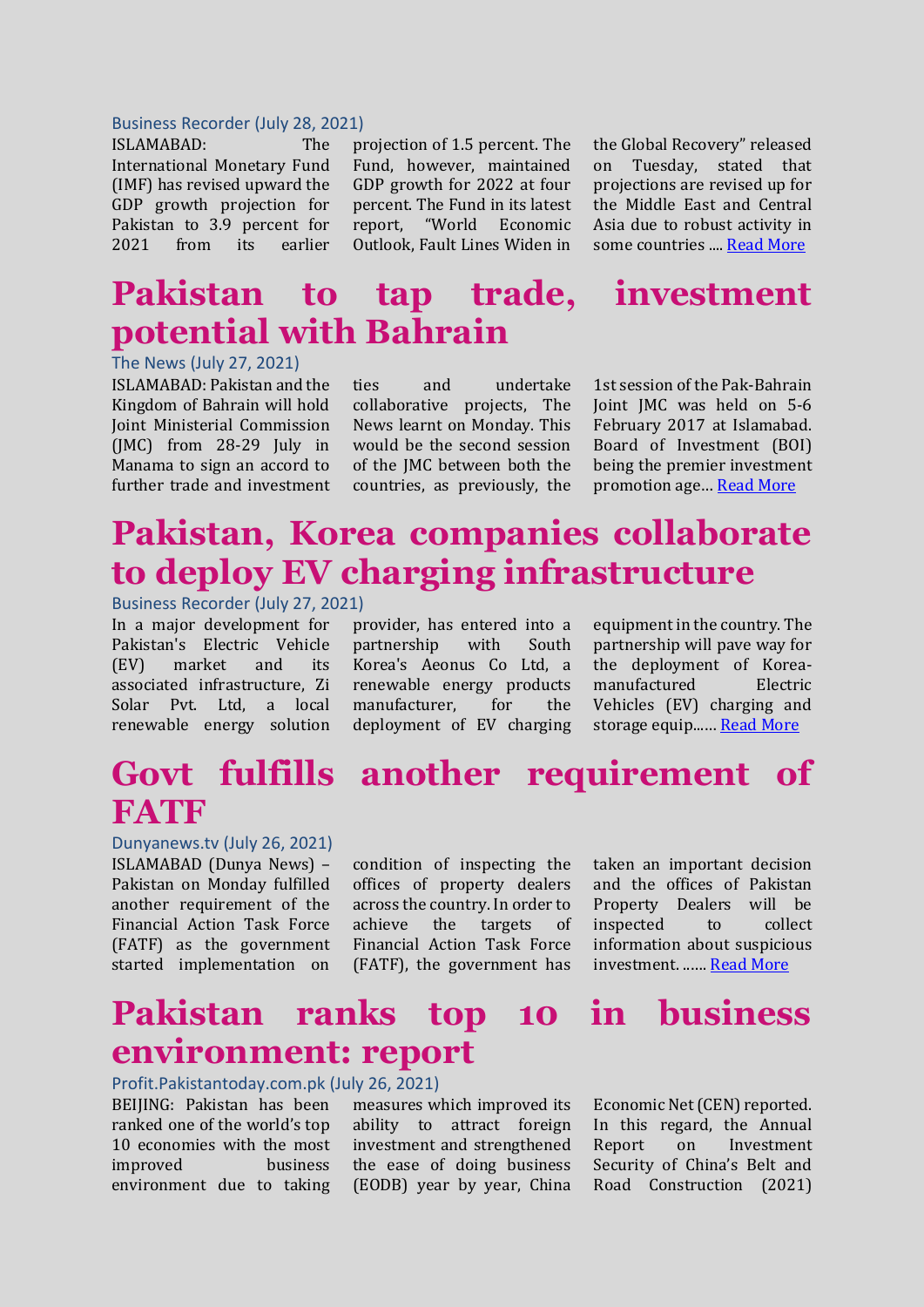Business Recorder (July 28, 2021)

ISLAMABAD: The International Monetary Fund (IMF) has revised upward the GDP growth projection for Pakistan to 3.9 percent for 2021 from its earlier projection of 1.5 percent. The Fund, however, maintained GDP growth for 2022 at four percent. The Fund in its latest report, "World Economic Outlook, Fault Lines Widen in the Global Recovery" released on Tuesday, stated that projections are revised up for the Middle East and Central Asia due to robust activity in some countries .... Read More

# Pakistan to tap trade, investment potential with Bahrain

The News (July 27, 2021)

ISLAMABAD: Pakistan and the Kingdom of Bahrain will hold Joint Ministerial Commission (JMC) from 28-29 July in Manama to sign an accord to further trade and investment ties and undertake collaborative projects, The News learnt on Monday. This would be the second session of the JMC between both the countries, as previously, the 1st session of the Pak-Bahrain Joint JMC was held on 5-6 February 2017 at Islamabad. Board of Investment (BOI) being the premier investment promotion age… Read More

# Pakistan, Korea companies collaborate to deploy EV charging infrastructure

Business Recorder (July 27, 2021)

In a major development for Pakistan's Electric Vehicle (EV) market and its associated infrastructure, Zi Solar Pvt. Ltd, a local renewable energy solution provider, has entered into a partnership with South Korea's Aeonus Co Ltd, a renewable energy products manufacturer, for the deployment of EV charging equipment in the country. The partnership will pave way for the deployment of Korea-manufactured Electric Vehicles (EV) charging and storage equip…… Read More

# Govt fulfills another requirement of FATF

Dunyanews.tv (July 26, 2021)

ISLAMABAD (Dunya News) – Pakistan on Monday fulfilled another requirement of the Financial Action Task Force (FATF) as the government started implementation on condition of inspecting the offices of property dealers across the country. In order to achieve the targets of Financial Action Task Force (FATF), the government has taken an important decision and the offices of Pakistan Property Dealers will be inspected to collect information about suspicious investment. …… Read More

# Pakistan ranks top 10 in business environment: report

Profit.Pakistantoday.com.pk (July 26, 2021)

BEIJING: Pakistan has been ranked one of the world's top 10 economies with the most improved business environment due to taking measures which improved its ability to attract foreign investment and strengthened the ease of doing business (EODB) year by year, China Economic Net (CEN) reported. In this regard, the Annual Report on Investment Security of China's Belt and Road Construction (2021)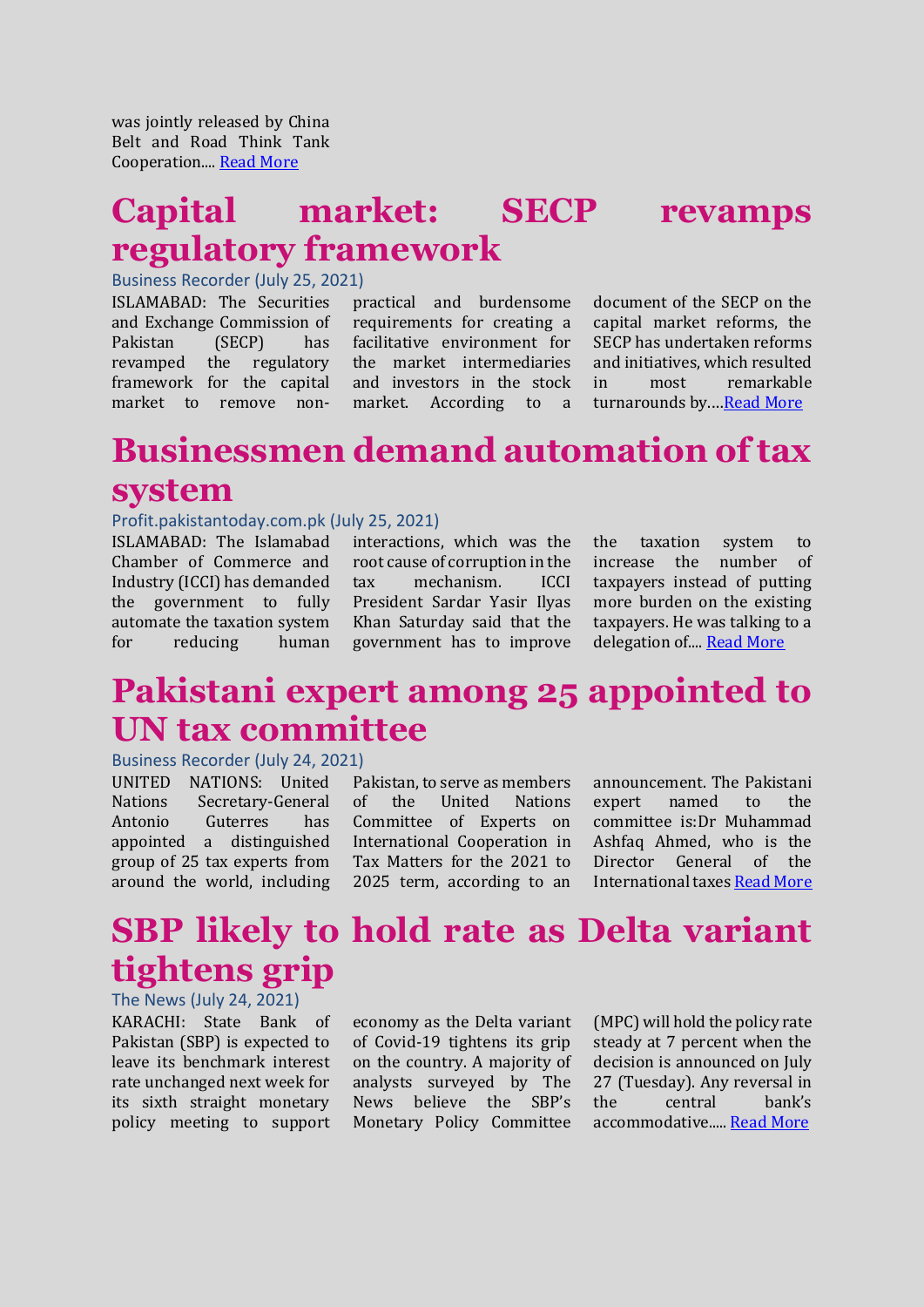was jointly released by China Belt and Road Think Tank Cooperation.... Read More

# Capital market: SECP revamps regulatory framework

Business Recorder (July 25, 2021)

ISLAMABAD: The Securities and Exchange Commission of Pakistan (SECP) has revamped the regulatory framework for the capital market to remove non-practical and burdensome requirements for creating a facilitative environment for the market intermediaries and investors in the stock market. According to a document of the SECP on the capital market reforms, the SECP has undertaken reforms and initiatives, which resulted in most remarkable turnarounds by….Read More

# Businessmen demand automation of tax system

Profit.pakistantoday.com.pk (July 25, 2021)

ISLAMABAD: The Islamabad Chamber of Commerce and Industry (ICCI) has demanded the government to fully automate the taxation system for reducing human interactions, which was the root cause of corruption in the tax mechanism. ICCI President Sardar Yasir Ilyas Khan Saturday said that the government has to improve the taxation system to increase the number of taxpayers instead of putting more burden on the existing taxpayers. He was talking to a delegation of.... Read More

# Pakistani expert among 25 appointed to UN tax committee

Business Recorder (July 24, 2021)

UNITED NATIONS: United Nations Secretary-General Antonio Guterres has appointed a distinguished group of 25 tax experts from around the world, including Pakistan, to serve as members of the United Nations Committee of Experts on International Cooperation in Tax Matters for the 2021 to 2025 term, according to an announcement. The Pakistani expert named to the committee is:Dr Muhammad Ashfaq Ahmed, who is the Director General of the International taxes Read More

# SBP likely to hold rate as Delta variant tightens grip

The News (July 24, 2021)

KARACHI: State Bank of Pakistan (SBP) is expected to leave its benchmark interest rate unchanged next week for its sixth straight monetary policy meeting to support economy as the Delta variant of Covid-19 tightens its grip on the country. A majority of analysts surveyed by The News believe the SBP's Monetary Policy Committee (MPC) will hold the policy rate steady at 7 percent when the decision is announced on July 27 (Tuesday). Any reversal in the central bank's accommodative..... Read More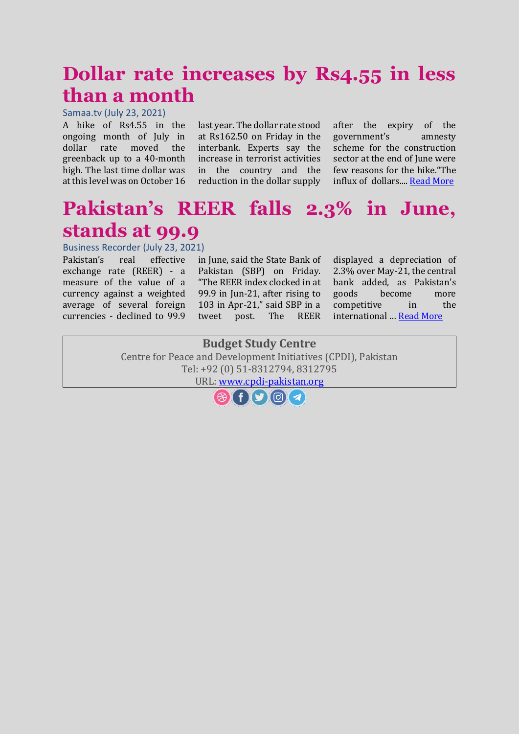# Dollar rate increases by Rs4.55 in less than a month

Samaa.tv (July 23, 2021)

A hike of Rs4.55 in the ongoing month of July in dollar rate moved the greenback up to a 40-month high. The last time dollar was at this level was on October 16 last year. The dollar rate stood at Rs162.50 on Friday in the interbank. Experts say the increase in terrorist activities in the country and the reduction in the dollar supply after the expiry of the government's amnesty scheme for the construction sector at the end of June were few reasons for the hike."The influx of dollars.... Read More

# Pakistan's REER falls 2.3% in June, stands at 99.9

Business Recorder (July 23, 2021)

Pakistan's real effective exchange rate (REER) - a measure of the value of a currency against a weighted average of several foreign currencies - declined to 99.9 in June, said the State Bank of Pakistan (SBP) on Friday. "The REER index clocked in at 99.9 in Jun-21, after rising to 103 in Apr-21," said SBP in a tweet post. The REER displayed a depreciation of 2.3% over May-21, the central bank added, as Pakistan's goods become more competitive in the international ... Read More

**Budget Study Centre**

Centre for Peace and Development Initiatives (CPDI), Pakistan

Tel: +92 (0) 51-8312794, 8312795

URL: www.cpdi-pakistan.org